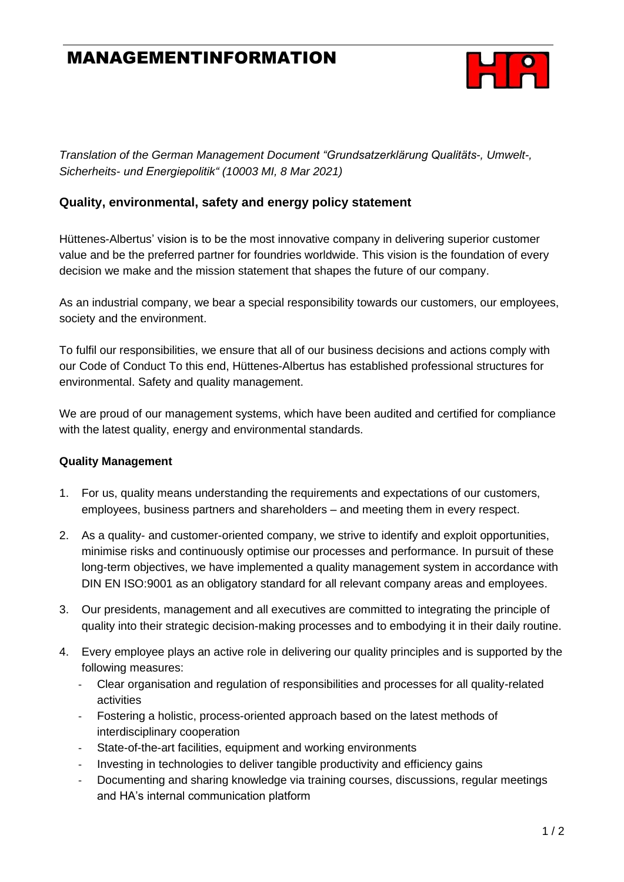# MANAGEMENTINFORMATION

*Translation of the German Management Document "Grundsatzerklärung Qualitäts-, Umwelt-, Sicherheits- und Energiepolitik" (10003 MI, 8 Mar 2021)*

## Quality, environmental, safety and energy policy statement

Hüttenes-Albertus' vision is to be the most innovative company in delivering superior customer value and be the preferred partner for foundries worldwide. This vision is the foundation of every decision we make and the mission statement that shapes the future of our company.

As an industrial company, we bear a special responsibility towards our customers, our employees, society and the environment.

To fulfil our responsibilities, we ensure that all of our business decisions and actions comply with our Code of Conduct To this end, Hüttenes-Albertus has established professional structures for environmental. Safety and quality management.

We are proud of our management systems, which have been audited and certified for compliance with the latest quality, energy and environmental standards.

### Quality Management

1. For us, quality means understanding the requirements and expectations of our customers, employees, business partners and shareholders – and meeting them in every respect.
2. As a quality- and customer-oriented company, we strive to identify and exploit opportunities, minimise risks and continuously optimise our processes and performance. In pursuit of these long-term objectives, we have implemented a quality management system in accordance with DIN EN ISO:9001 as an obligatory standard for all relevant company areas and employees.
3. Our presidents, management and all executives are committed to integrating the principle of quality into their strategic decision-making processes and to embodying it in their daily routine.
4. Every employee plays an active role in delivering our quality principles and is supported by the following measures:
   - Clear organisation and regulation of responsibilities and processes for all quality-related activities
   - Fostering a holistic, process-oriented approach based on the latest methods of interdisciplinary cooperation
   - State-of-the-art facilities, equipment and working environments
   - Investing in technologies to deliver tangible productivity and efficiency gains
   - Documenting and sharing knowledge via training courses, discussions, regular meetings and HA's internal communication platform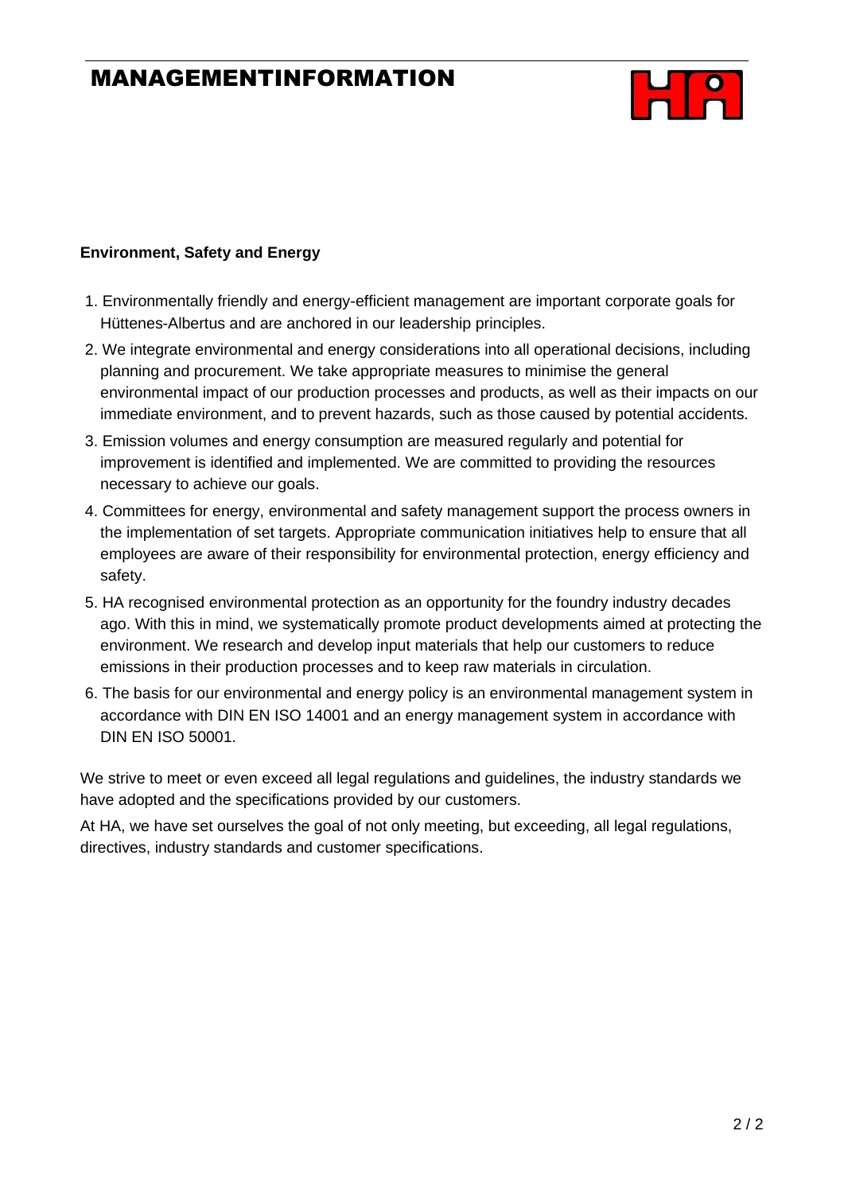**Environment, Safety and Energy**

1. Environmentally friendly and energy-efficient management are important corporate goals for Hüttenes-Albertus and are anchored in our leadership principles.
2. We integrate environmental and energy considerations into all operational decisions, including planning and procurement. We take appropriate measures to minimise the general environmental impact of our production processes and products, as well as their impacts on our immediate environment, and to prevent hazards, such as those caused by potential accidents.
3. Emission volumes and energy consumption are measured regularly and potential for improvement is identified and implemented. We are committed to providing the resources necessary to achieve our goals.
4. Committees for energy, environmental and safety management support the process owners in the implementation of set targets. Appropriate communication initiatives help to ensure that all employees are aware of their responsibility for environmental protection, energy efficiency and safety.
5. HA recognised environmental protection as an opportunity for the foundry industry decades ago. With this in mind, we systematically promote product developments aimed at protecting the environment. We research and develop input materials that help our customers to reduce emissions in their production processes and to keep raw materials in circulation.
6. The basis for our environmental and energy policy is an environmental management system in accordance with DIN EN ISO 14001 and an energy management system in accordance with DIN EN ISO 50001.

We strive to meet or even exceed all legal regulations and guidelines, the industry standards we have adopted and the specifications provided by our customers.

At HA, we have set ourselves the goal of not only meeting, but exceeding, all legal regulations, directives, industry standards and customer specifications.